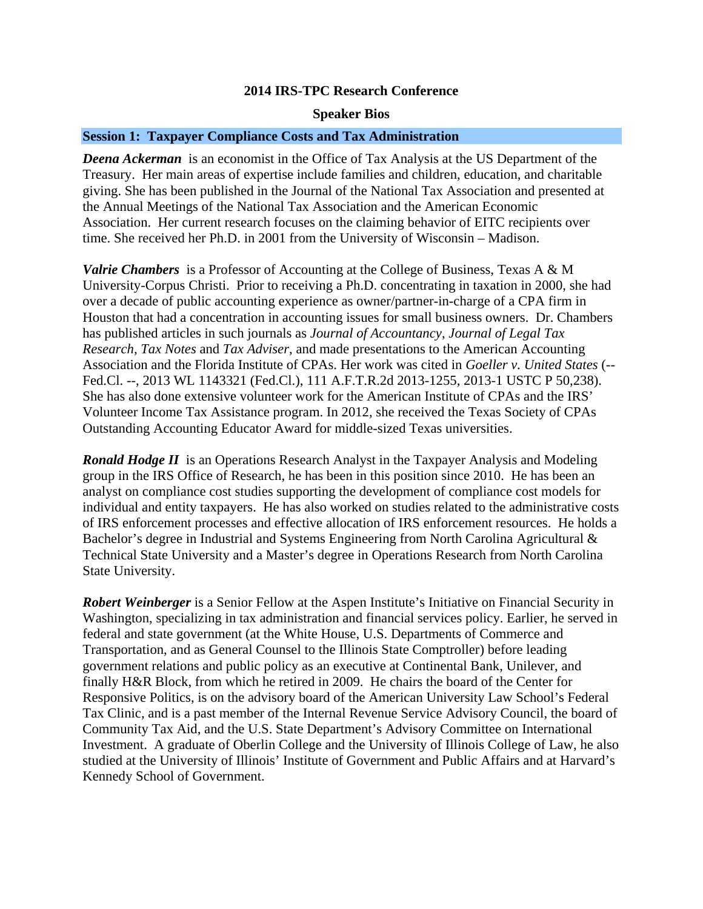# 2014 IRS-TPC Research Conference

## Speaker Bios

### Session 1: Taxpayer Compliance Costs and Tax Administration

***Deena Ackerman*** is an economist in the Office of Tax Analysis at the US Department of the Treasury. Her main areas of expertise include families and children, education, and charitable giving. She has been published in the Journal of the National Tax Association and presented at the Annual Meetings of the National Tax Association and the American Economic Association. Her current research focuses on the claiming behavior of EITC recipients over time. She received her Ph.D. in 2001 from the University of Wisconsin – Madison.

***Valrie Chambers*** is a Professor of Accounting at the College of Business, Texas A & M University-Corpus Christi. Prior to receiving a Ph.D. concentrating in taxation in 2000, she had over a decade of public accounting experience as owner/partner-in-charge of a CPA firm in Houston that had a concentration in accounting issues for small business owners. Dr. Chambers has published articles in such journals as *Journal of Accountancy*, *Journal of Legal Tax Research*, *Tax Notes* and *Tax Adviser*, and made presentations to the American Accounting Association and the Florida Institute of CPAs. Her work was cited in *Goeller v. United States* (-- Fed.Cl. --, 2013 WL 1143321 (Fed.Cl.), 111 A.F.T.R.2d 2013-1255, 2013-1 USTC P 50,238). She has also done extensive volunteer work for the American Institute of CPAs and the IRS' Volunteer Income Tax Assistance program. In 2012, she received the Texas Society of CPAs Outstanding Accounting Educator Award for middle-sized Texas universities.

***Ronald Hodge II*** is an Operations Research Analyst in the Taxpayer Analysis and Modeling group in the IRS Office of Research, he has been in this position since 2010. He has been an analyst on compliance cost studies supporting the development of compliance cost models for individual and entity taxpayers. He has also worked on studies related to the administrative costs of IRS enforcement processes and effective allocation of IRS enforcement resources. He holds a Bachelor's degree in Industrial and Systems Engineering from North Carolina Agricultural & Technical State University and a Master's degree in Operations Research from North Carolina State University.

***Robert Weinberger*** is a Senior Fellow at the Aspen Institute's Initiative on Financial Security in Washington, specializing in tax administration and financial services policy. Earlier, he served in federal and state government (at the White House, U.S. Departments of Commerce and Transportation, and as General Counsel to the Illinois State Comptroller) before leading government relations and public policy as an executive at Continental Bank, Unilever, and finally H&R Block, from which he retired in 2009. He chairs the board of the Center for Responsive Politics, is on the advisory board of the American University Law School's Federal Tax Clinic, and is a past member of the Internal Revenue Service Advisory Council, the board of Community Tax Aid, and the U.S. State Department's Advisory Committee on International Investment. A graduate of Oberlin College and the University of Illinois College of Law, he also studied at the University of Illinois' Institute of Government and Public Affairs and at Harvard's Kennedy School of Government.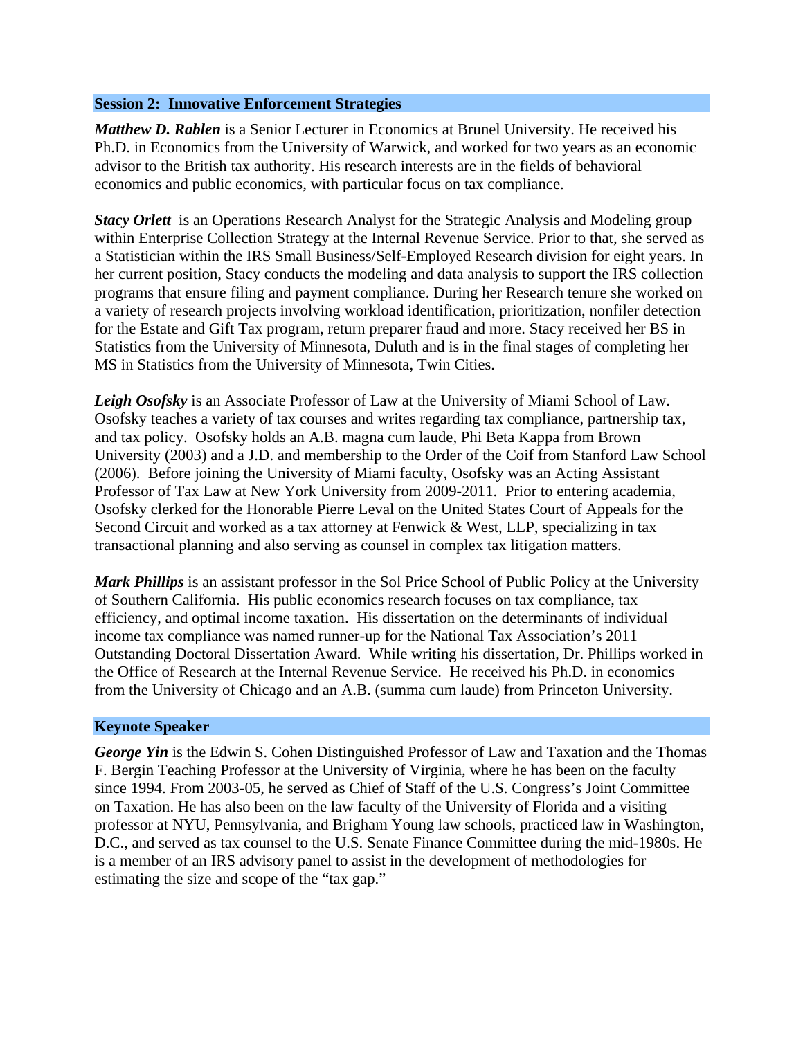## Session 2: Innovative Enforcement Strategies

***Matthew D. Rablen*** is a Senior Lecturer in Economics at Brunel University. He received his Ph.D. in Economics from the University of Warwick, and worked for two years as an economic advisor to the British tax authority. His research interests are in the fields of behavioral economics and public economics, with particular focus on tax compliance.

***Stacy Orlett*** is an Operations Research Analyst for the Strategic Analysis and Modeling group within Enterprise Collection Strategy at the Internal Revenue Service. Prior to that, she served as a Statistician within the IRS Small Business/Self-Employed Research division for eight years. In her current position, Stacy conducts the modeling and data analysis to support the IRS collection programs that ensure filing and payment compliance. During her Research tenure she worked on a variety of research projects involving workload identification, prioritization, nonfiler detection for the Estate and Gift Tax program, return preparer fraud and more. Stacy received her BS in Statistics from the University of Minnesota, Duluth and is in the final stages of completing her MS in Statistics from the University of Minnesota, Twin Cities.

***Leigh Osofsky*** is an Associate Professor of Law at the University of Miami School of Law. Osofsky teaches a variety of tax courses and writes regarding tax compliance, partnership tax, and tax policy. Osofsky holds an A.B. magna cum laude, Phi Beta Kappa from Brown University (2003) and a J.D. and membership to the Order of the Coif from Stanford Law School (2006). Before joining the University of Miami faculty, Osofsky was an Acting Assistant Professor of Tax Law at New York University from 2009-2011. Prior to entering academia, Osofsky clerked for the Honorable Pierre Leval on the United States Court of Appeals for the Second Circuit and worked as a tax attorney at Fenwick & West, LLP, specializing in tax transactional planning and also serving as counsel in complex tax litigation matters.

***Mark Phillips*** is an assistant professor in the Sol Price School of Public Policy at the University of Southern California. His public economics research focuses on tax compliance, tax efficiency, and optimal income taxation. His dissertation on the determinants of individual income tax compliance was named runner-up for the National Tax Association's 2011 Outstanding Doctoral Dissertation Award. While writing his dissertation, Dr. Phillips worked in the Office of Research at the Internal Revenue Service. He received his Ph.D. in economics from the University of Chicago and an A.B. (summa cum laude) from Princeton University.

## Keynote Speaker

***George Yin*** is the Edwin S. Cohen Distinguished Professor of Law and Taxation and the Thomas F. Bergin Teaching Professor at the University of Virginia, where he has been on the faculty since 1994. From 2003-05, he served as Chief of Staff of the U.S. Congress's Joint Committee on Taxation. He has also been on the law faculty of the University of Florida and a visiting professor at NYU, Pennsylvania, and Brigham Young law schools, practiced law in Washington, D.C., and served as tax counsel to the U.S. Senate Finance Committee during the mid-1980s. He is a member of an IRS advisory panel to assist in the development of methodologies for estimating the size and scope of the "tax gap."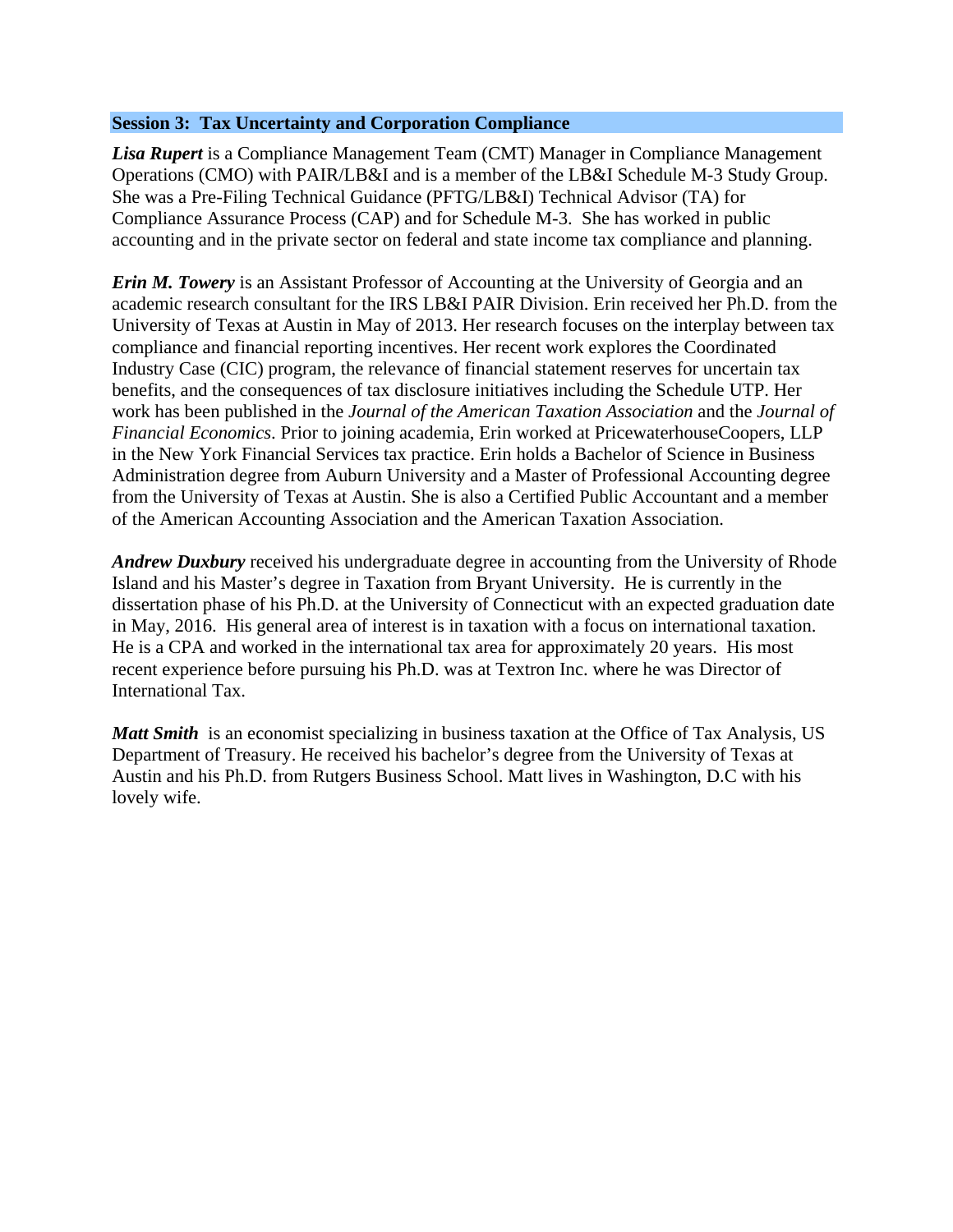## Session 3: Tax Uncertainty and Corporation Compliance

***Lisa Rupert*** is a Compliance Management Team (CMT) Manager in Compliance Management Operations (CMO) with PAIR/LB&I and is a member of the LB&I Schedule M-3 Study Group. She was a Pre-Filing Technical Guidance (PFTG/LB&I) Technical Advisor (TA) for Compliance Assurance Process (CAP) and for Schedule M-3. She has worked in public accounting and in the private sector on federal and state income tax compliance and planning.

***Erin M. Towery*** is an Assistant Professor of Accounting at the University of Georgia and an academic research consultant for the IRS LB&I PAIR Division. Erin received her Ph.D. from the University of Texas at Austin in May of 2013. Her research focuses on the interplay between tax compliance and financial reporting incentives. Her recent work explores the Coordinated Industry Case (CIC) program, the relevance of financial statement reserves for uncertain tax benefits, and the consequences of tax disclosure initiatives including the Schedule UTP. Her work has been published in the *Journal of the American Taxation Association* and the *Journal of Financial Economics*. Prior to joining academia, Erin worked at PricewaterhouseCoopers, LLP in the New York Financial Services tax practice. Erin holds a Bachelor of Science in Business Administration degree from Auburn University and a Master of Professional Accounting degree from the University of Texas at Austin. She is also a Certified Public Accountant and a member of the American Accounting Association and the American Taxation Association.

***Andrew Duxbury*** received his undergraduate degree in accounting from the University of Rhode Island and his Master's degree in Taxation from Bryant University. He is currently in the dissertation phase of his Ph.D. at the University of Connecticut with an expected graduation date in May, 2016. His general area of interest is in taxation with a focus on international taxation. He is a CPA and worked in the international tax area for approximately 20 years. His most recent experience before pursuing his Ph.D. was at Textron Inc. where he was Director of International Tax.

***Matt Smith*** is an economist specializing in business taxation at the Office of Tax Analysis, US Department of Treasury. He received his bachelor's degree from the University of Texas at Austin and his Ph.D. from Rutgers Business School. Matt lives in Washington, D.C with his lovely wife.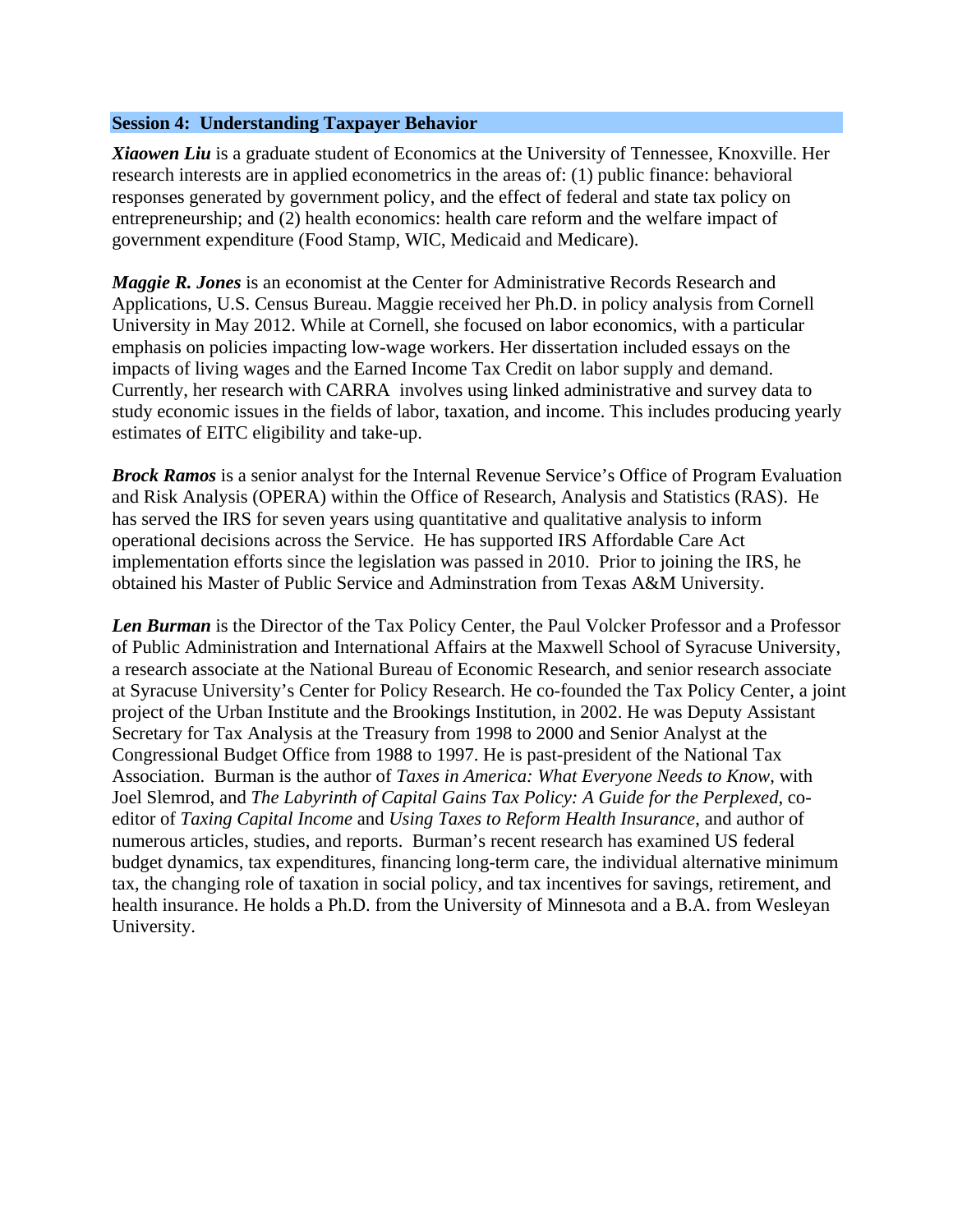**Session 4: Understanding Taxpayer Behavior**

***Xiaowen Liu*** is a graduate student of Economics at the University of Tennessee, Knoxville. Her research interests are in applied econometrics in the areas of: (1) public finance: behavioral responses generated by government policy, and the effect of federal and state tax policy on entrepreneurship; and (2) health economics: health care reform and the welfare impact of government expenditure (Food Stamp, WIC, Medicaid and Medicare).

***Maggie R. Jones*** is an economist at the Center for Administrative Records Research and Applications, U.S. Census Bureau. Maggie received her Ph.D. in policy analysis from Cornell University in May 2012. While at Cornell, she focused on labor economics, with a particular emphasis on policies impacting low-wage workers. Her dissertation included essays on the impacts of living wages and the Earned Income Tax Credit on labor supply and demand. Currently, her research with CARRA involves using linked administrative and survey data to study economic issues in the fields of labor, taxation, and income. This includes producing yearly estimates of EITC eligibility and take-up.

***Brock Ramos*** is a senior analyst for the Internal Revenue Service's Office of Program Evaluation and Risk Analysis (OPERA) within the Office of Research, Analysis and Statistics (RAS). He has served the IRS for seven years using quantitative and qualitative analysis to inform operational decisions across the Service. He has supported IRS Affordable Care Act implementation efforts since the legislation was passed in 2010. Prior to joining the IRS, he obtained his Master of Public Service and Adminstration from Texas A&M University.

***Len Burman*** is the Director of the Tax Policy Center, the Paul Volcker Professor and a Professor of Public Administration and International Affairs at the Maxwell School of Syracuse University, a research associate at the National Bureau of Economic Research, and senior research associate at Syracuse University's Center for Policy Research. He co-founded the Tax Policy Center, a joint project of the Urban Institute and the Brookings Institution, in 2002. He was Deputy Assistant Secretary for Tax Analysis at the Treasury from 1998 to 2000 and Senior Analyst at the Congressional Budget Office from 1988 to 1997. He is past-president of the National Tax Association. Burman is the author of *Taxes in America: What Everyone Needs to Know*, with Joel Slemrod, and *The Labyrinth of Capital Gains Tax Policy: A Guide for the Perplexed*, co-editor of *Taxing Capital Income* and *Using Taxes to Reform Health Insurance*, and author of numerous articles, studies, and reports. Burman's recent research has examined US federal budget dynamics, tax expenditures, financing long-term care, the individual alternative minimum tax, the changing role of taxation in social policy, and tax incentives for savings, retirement, and health insurance. He holds a Ph.D. from the University of Minnesota and a B.A. from Wesleyan University.